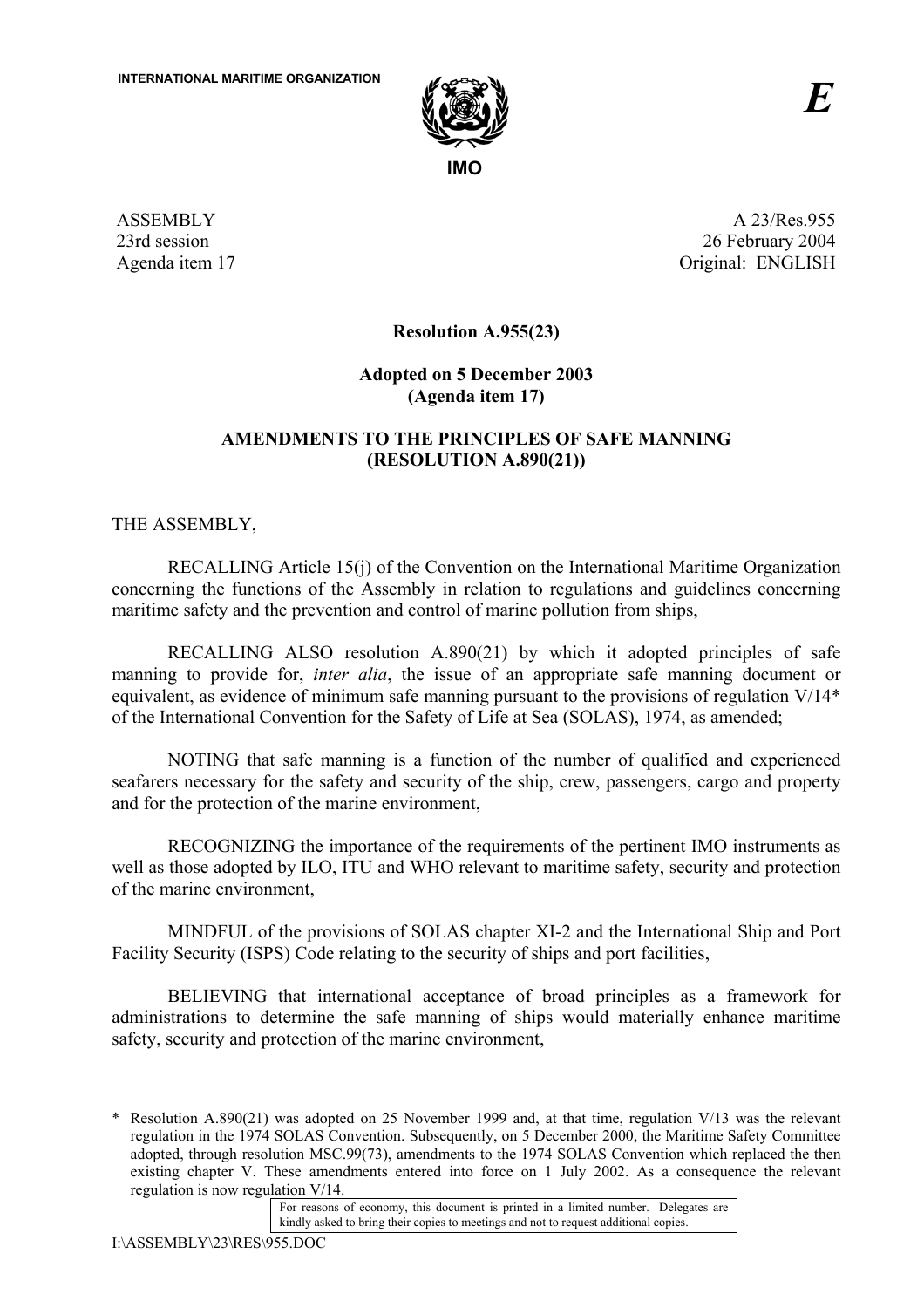INTERNATIONAL MARITIME ORGANIZATION

IMO

*E*

ASSEMBLY
23rd session
Agenda item 17

A 23/Res.955
26 February 2004
Original: ENGLISH

**Resolution A.955(23)**

**Adopted on 5 December 2003**
**(Agenda item 17)**

**AMENDMENTS TO THE PRINCIPLES OF SAFE MANNING (RESOLUTION A.890(21))**

THE ASSEMBLY,

RECALLING Article 15(j) of the Convention on the International Maritime Organization concerning the functions of the Assembly in relation to regulations and guidelines concerning maritime safety and the prevention and control of marine pollution from ships,

RECALLING ALSO resolution A.890(21) by which it adopted principles of safe manning to provide for, *inter alia*, the issue of an appropriate safe manning document or equivalent, as evidence of minimum safe manning pursuant to the provisions of regulation V/14* of the International Convention for the Safety of Life at Sea (SOLAS), 1974, as amended;

NOTING that safe manning is a function of the number of qualified and experienced seafarers necessary for the safety and security of the ship, crew, passengers, cargo and property and for the protection of the marine environment,

RECOGNIZING the importance of the requirements of the pertinent IMO instruments as well as those adopted by ILO, ITU and WHO relevant to maritime safety, security and protection of the marine environment,

MINDFUL of the provisions of SOLAS chapter XI-2 and the International Ship and Port Facility Security (ISPS) Code relating to the security of ships and port facilities,

BELIEVING that international acceptance of broad principles as a framework for administrations to determine the safe manning of ships would materially enhance maritime safety, security and protection of the marine environment,

---

\* Resolution A.890(21) was adopted on 25 November 1999 and, at that time, regulation V/13 was the relevant regulation in the 1974 SOLAS Convention. Subsequently, on 5 December 2000, the Maritime Safety Committee adopted, through resolution MSC.99(73), amendments to the 1974 SOLAS Convention which replaced the then existing chapter V. These amendments entered into force on 1 July 2002. As a consequence the relevant regulation is now regulation V/14.

For reasons of economy, this document is printed in a limited number. Delegates are kindly asked to bring their copies to meetings and not to request additional copies.

I:\ASSEMBLY\23\RES\955.DOC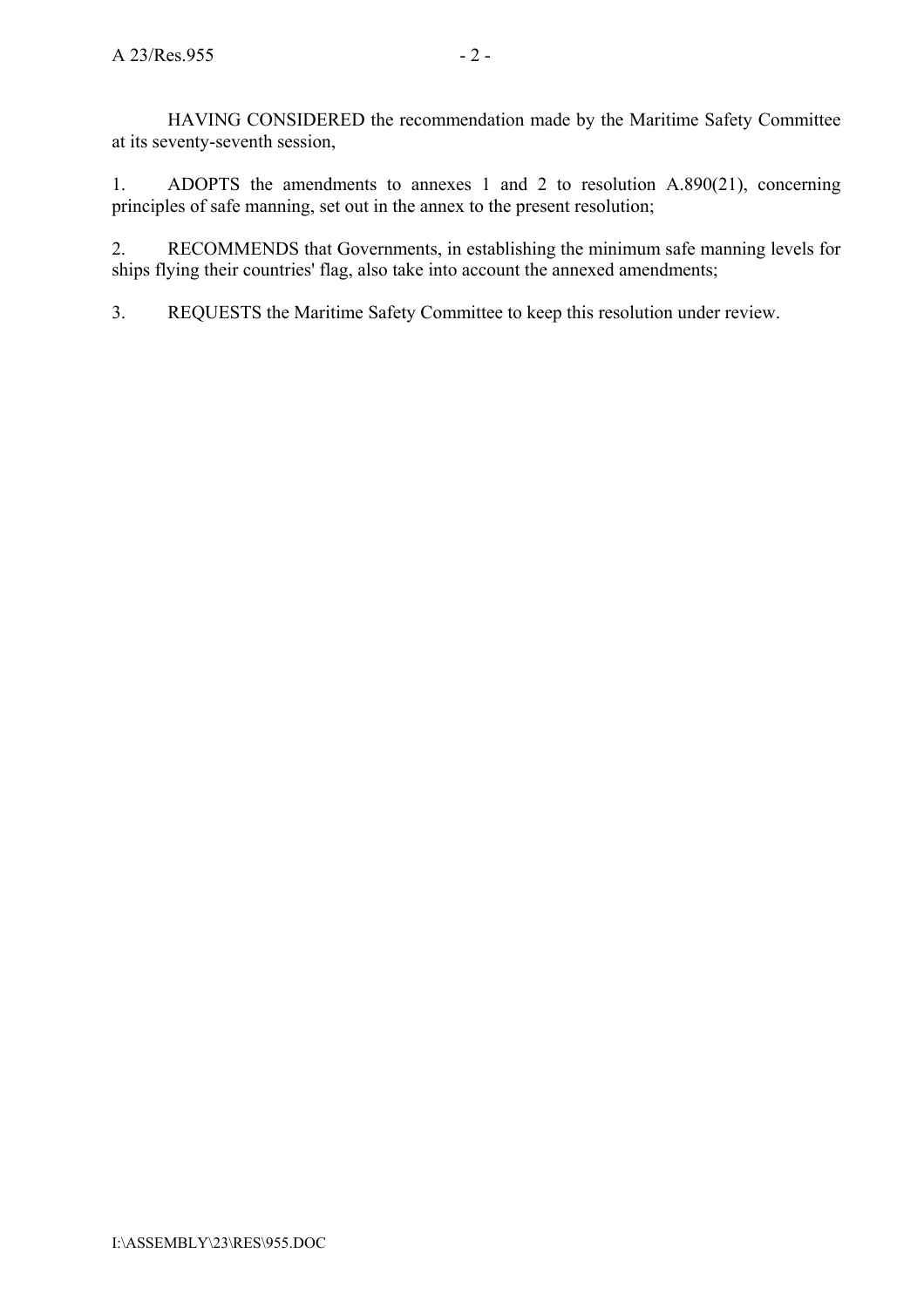HAVING CONSIDERED the recommendation made by the Maritime Safety Committee at its seventy-seventh session,

1. ADOPTS the amendments to annexes 1 and 2 to resolution A.890(21), concerning principles of safe manning, set out in the annex to the present resolution;

2. RECOMMENDS that Governments, in establishing the minimum safe manning levels for ships flying their countries' flag, also take into account the annexed amendments;

3. REQUESTS the Maritime Safety Committee to keep this resolution under review.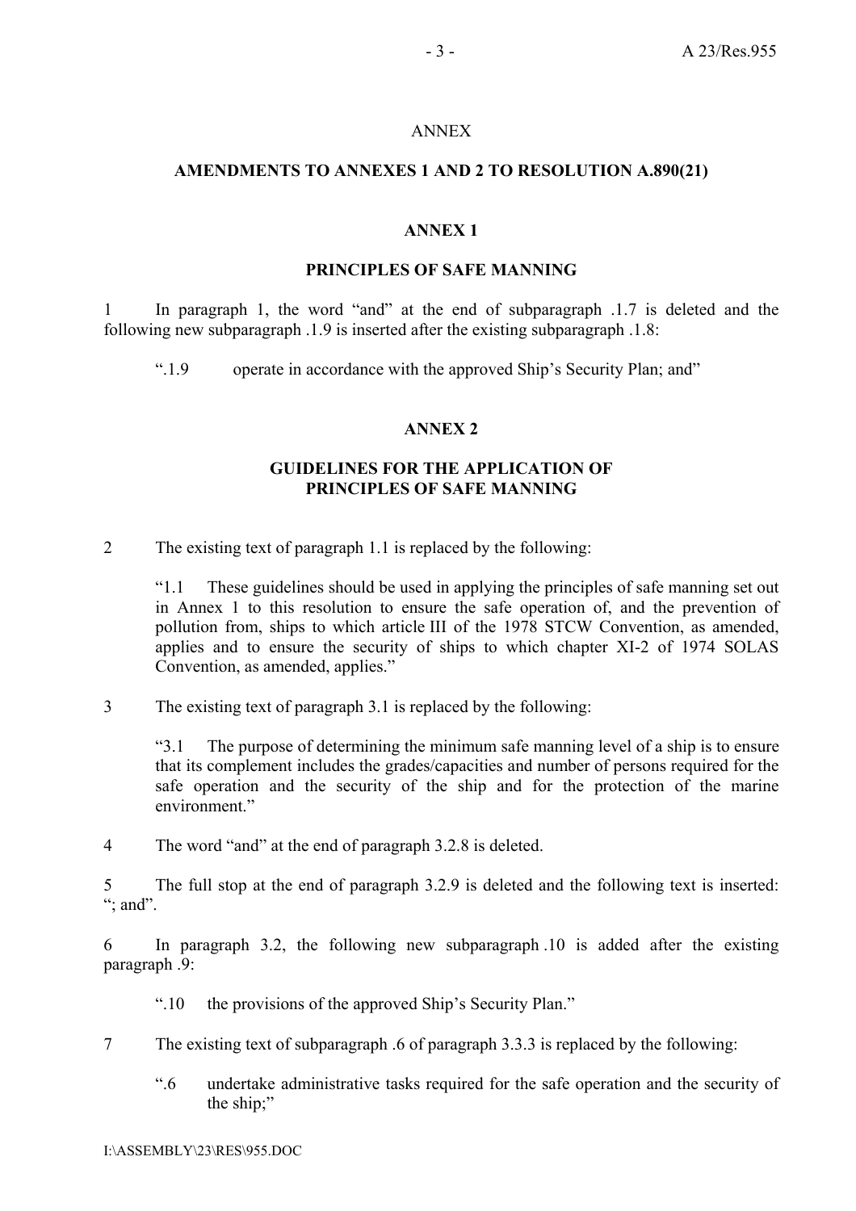ANNEX

**AMENDMENTS TO ANNEXES 1 AND 2 TO RESOLUTION A.890(21)**

**ANNEX 1**

**PRINCIPLES OF SAFE MANNING**

1 In paragraph 1, the word "and" at the end of subparagraph .1.7 is deleted and the following new subparagraph .1.9 is inserted after the existing subparagraph .1.8:

> ".1.9 operate in accordance with the approved Ship's Security Plan; and"

**ANNEX 2**

**GUIDELINES FOR THE APPLICATION OF PRINCIPLES OF SAFE MANNING**

2 The existing text of paragraph 1.1 is replaced by the following:

> "1.1 These guidelines should be used in applying the principles of safe manning set out in Annex 1 to this resolution to ensure the safe operation of, and the prevention of pollution from, ships to which article III of the 1978 STCW Convention, as amended, applies and to ensure the security of ships to which chapter XI-2 of 1974 SOLAS Convention, as amended, applies."

3 The existing text of paragraph 3.1 is replaced by the following:

> "3.1 The purpose of determining the minimum safe manning level of a ship is to ensure that its complement includes the grades/capacities and number of persons required for the safe operation and the security of the ship and for the protection of the marine environment."

4 The word "and" at the end of paragraph 3.2.8 is deleted.

5 The full stop at the end of paragraph 3.2.9 is deleted and the following text is inserted: "; and".

6 In paragraph 3.2, the following new subparagraph .10 is added after the existing paragraph .9:

> ".10 the provisions of the approved Ship's Security Plan."

7 The existing text of subparagraph .6 of paragraph 3.3.3 is replaced by the following:

> ".6 undertake administrative tasks required for the safe operation and the security of the ship;"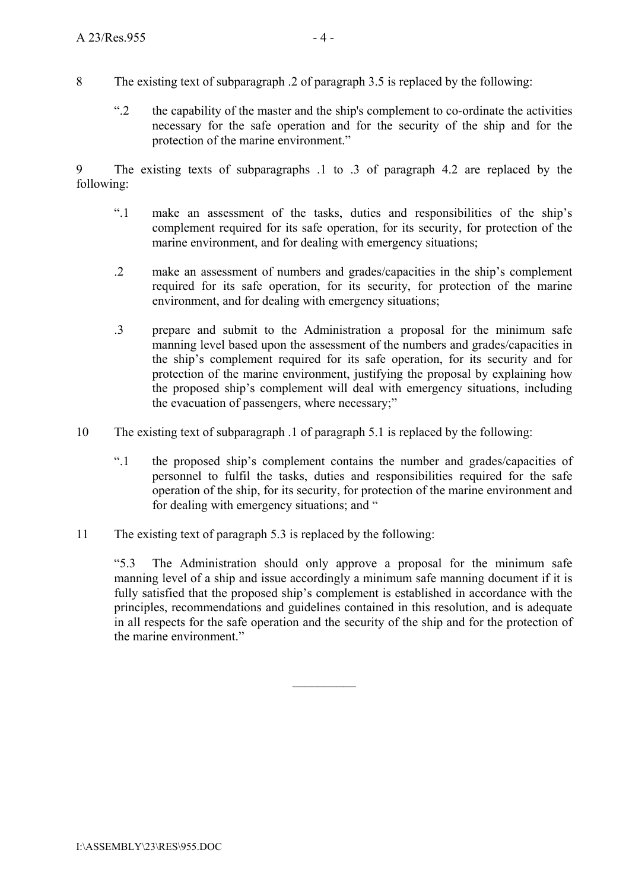8 The existing text of subparagraph .2 of paragraph 3.5 is replaced by the following:

> ".2 the capability of the master and the ship's complement to co-ordinate the activities necessary for the safe operation and for the security of the ship and for the protection of the marine environment."

9 The existing texts of subparagraphs .1 to .3 of paragraph 4.2 are replaced by the following:

> ".1 make an assessment of the tasks, duties and responsibilities of the ship's complement required for its safe operation, for its security, for protection of the marine environment, and for dealing with emergency situations;
>
> .2 make an assessment of numbers and grades/capacities in the ship's complement required for its safe operation, for its security, for protection of the marine environment, and for dealing with emergency situations;
>
> .3 prepare and submit to the Administration a proposal for the minimum safe manning level based upon the assessment of the numbers and grades/capacities in the ship's complement required for its safe operation, for its security and for protection of the marine environment, justifying the proposal by explaining how the proposed ship's complement will deal with emergency situations, including the evacuation of passengers, where necessary;"

10 The existing text of subparagraph .1 of paragraph 5.1 is replaced by the following:

> ".1 the proposed ship's complement contains the number and grades/capacities of personnel to fulfil the tasks, duties and responsibilities required for the safe operation of the ship, for its security, for protection of the marine environment and for dealing with emergency situations; and "

11 The existing text of paragraph 5.3 is replaced by the following:

> "5.3 The Administration should only approve a proposal for the minimum safe manning level of a ship and issue accordingly a minimum safe manning document if it is fully satisfied that the proposed ship's complement is established in accordance with the principles, recommendations and guidelines contained in this resolution, and is adequate in all respects for the safe operation and the security of the ship and for the protection of the marine environment."

___________